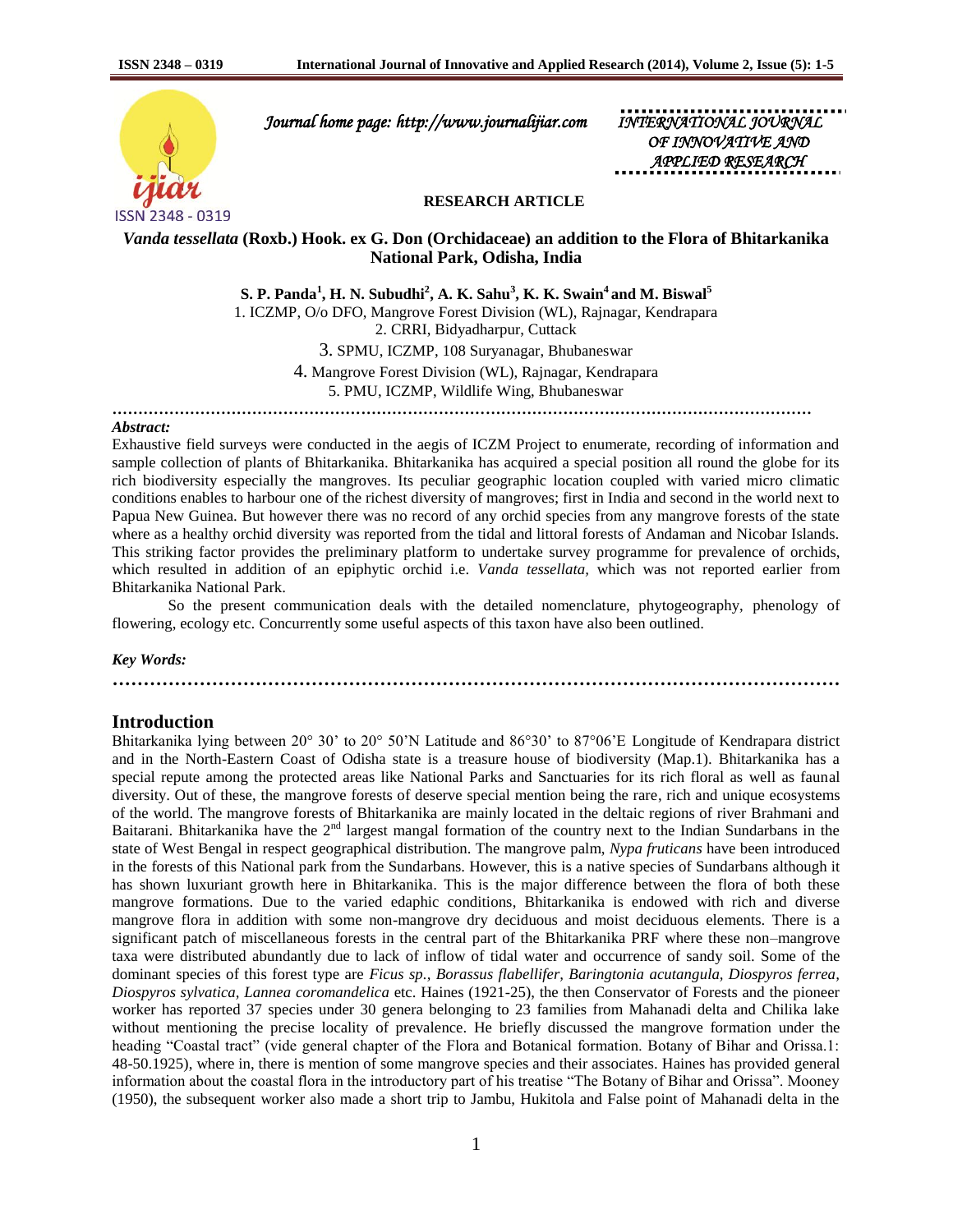Journal home page: http://www.journalijiar.com

INTERNATIONAL JOURNAL OF INNOVATIVE AND APPLIED RESEARCH

**RESEARCH ARTICLE**

# *Vanda tessellata* (Roxb.) Hook. ex G. Don (Orchidaceae) an addition to the Flora of Bhitarkanika National Park, Odisha, India

**S. P. Panda[1], H. N. Subudhi[2], A. K. Sahu[3], K. K. Swain[4] and M. Biswal[5]**

1. ICZMP, O/o DFO, Mangrove Forest Division (WL), Rajnagar, Kendrapara
2. CRRI, Bidyadharpur, Cuttack
3. SPMU, ICZMP, 108 Suryanagar, Bhubaneswar
4. Mangrove Forest Division (WL), Rajnagar, Kendrapara
5. PMU, ICZMP, Wildlife Wing, Bhubaneswar

***Abstract:***

Exhaustive field surveys were conducted in the aegis of ICZM Project to enumerate, recording of information and sample collection of plants of Bhitarkanika. Bhitarkanika has acquired a special position all round the globe for its rich biodiversity especially the mangroves. Its peculiar geographic location coupled with varied micro climatic conditions enables to harbour one of the richest diversity of mangroves; first in India and second in the world next to Papua New Guinea. But however there was no record of any orchid species from any mangrove forests of the state where as a healthy orchid diversity was reported from the tidal and littoral forests of Andaman and Nicobar Islands. This striking factor provides the preliminary platform to undertake survey programme for prevalence of orchids, which resulted in addition of an epiphytic orchid i.e. *Vanda tessellata*, which was not reported earlier from Bhitarkanika National Park.

So the present communication deals with the detailed nomenclature, phytogeography, phenology of flowering, ecology etc. Concurrently some useful aspects of this taxon have also been outlined.

***Key Words:***

## Introduction

Bhitarkanika lying between 20° 30' to 20° 50'N Latitude and 86°30' to 87°06'E Longitude of Kendrapara district and in the North-Eastern Coast of Odisha state is a treasure house of biodiversity (Map.1). Bhitarkanika has a special repute among the protected areas like National Parks and Sanctuaries for its rich floral as well as faunal diversity. Out of these, the mangrove forests of deserve special mention being the rare, rich and unique ecosystems of the world. The mangrove forests of Bhitarkanika are mainly located in the deltaic regions of river Brahmani and Baitarani. Bhitarkanika have the 2nd largest mangal formation of the country next to the Indian Sundarbans in the state of West Bengal in respect geographical distribution. The mangrove palm, *Nypa fruticans* have been introduced in the forests of this National park from the Sundarbans. However, this is a native species of Sundarbans although it has shown luxuriant growth here in Bhitarkanika. This is the major difference between the flora of both these mangrove formations. Due to the varied edaphic conditions, Bhitarkanika is endowed with rich and diverse mangrove flora in addition with some non-mangrove dry deciduous and moist deciduous elements. There is a significant patch of miscellaneous forests in the central part of the Bhitarkanika PRF where these non–mangrove taxa were distributed abundantly due to lack of inflow of tidal water and occurrence of sandy soil. Some of the dominant species of this forest type are *Ficus sp., Borassus flabellifer, Baringtonia acutangula, Diospyros ferrea, Diospyros sylvatica, Lannea coromandelica* etc. Haines (1921-25), the then Conservator of Forests and the pioneer worker has reported 37 species under 30 genera belonging to 23 families from Mahanadi delta and Chilika lake without mentioning the precise locality of prevalence. He briefly discussed the mangrove formation under the heading "Coastal tract" (vide general chapter of the Flora and Botanical formation. Botany of Bihar and Orissa.1: 48-50.1925), where in, there is mention of some mangrove species and their associates. Haines has provided general information about the coastal flora in the introductory part of his treatise "The Botany of Bihar and Orissa". Mooney (1950), the subsequent worker also made a short trip to Jambu, Hukitola and False point of Mahanadi delta in the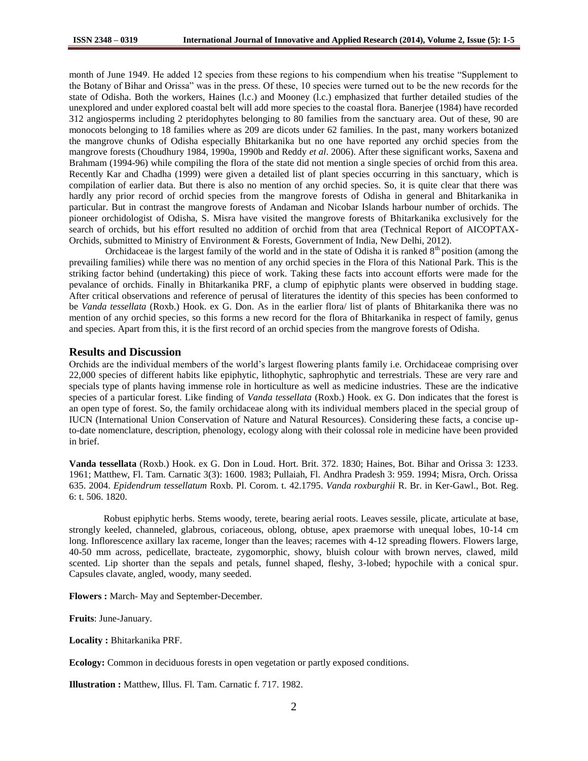month of June 1949. He added 12 species from these regions to his compendium when his treatise "Supplement to the Botany of Bihar and Orissa" was in the press. Of these, 10 species were turned out to be the new records for the state of Odisha. Both the workers, Haines (l.c.) and Mooney (l.c.) emphasized that further detailed studies of the unexplored and under explored coastal belt will add more species to the coastal flora. Banerjee (1984) have recorded 312 angiosperms including 2 pteridophytes belonging to 80 families from the sanctuary area. Out of these, 90 are monocots belonging to 18 families where as 209 are dicots under 62 families. In the past, many workers botanized the mangrove chunks of Odisha especially Bhitarkanika but no one have reported any orchid species from the mangrove forests (Choudhury 1984, 1990a, 1990b and Reddy *et al*. 2006). After these significant works, Saxena and Brahmam (1994-96) while compiling the flora of the state did not mention a single species of orchid from this area. Recently Kar and Chadha (1999) were given a detailed list of plant species occurring in this sanctuary, which is compilation of earlier data. But there is also no mention of any orchid species. So, it is quite clear that there was hardly any prior record of orchid species from the mangrove forests of Odisha in general and Bhitarkanika in particular. But in contrast the mangrove forests of Andaman and Nicobar Islands harbour number of orchids. The pioneer orchidologist of Odisha, S. Misra have visited the mangrove forests of Bhitarkanika exclusively for the search of orchids, but his effort resulted no addition of orchid from that area (Technical Report of AICOPTAX-Orchids, submitted to Ministry of Environment & Forests, Government of India, New Delhi, 2012).

Orchidaceae is the largest family of the world and in the state of Odisha it is ranked 8th position (among the prevailing families) while there was no mention of any orchid species in the Flora of this National Park. This is the striking factor behind (undertaking) this piece of work. Taking these facts into account efforts were made for the pevalance of orchids. Finally in Bhitarkanika PRF, a clump of epiphytic plants were observed in budding stage. After critical observations and reference of perusal of literatures the identity of this species has been conformed to be *Vanda tessellata* (Roxb.) Hook. ex G. Don. As in the earlier flora/ list of plants of Bhitarkanika there was no mention of any orchid species, so this forms a new record for the flora of Bhitarkanika in respect of family, genus and species. Apart from this, it is the first record of an orchid species from the mangrove forests of Odisha.

## Results and Discussion

Orchids are the individual members of the world's largest flowering plants family i.e. Orchidaceae comprising over 22,000 species of different habits like epiphytic, lithophytic, saphrophytic and terrestrials. These are very rare and specials type of plants having immense role in horticulture as well as medicine industries. These are the indicative species of a particular forest. Like finding of *Vanda tessellata* (Roxb.) Hook. ex G. Don indicates that the forest is an open type of forest. So, the family orchidaceae along with its individual members placed in the special group of IUCN (International Union Conservation of Nature and Natural Resources). Considering these facts, a concise up-to-date nomenclature, description, phenology, ecology along with their colossal role in medicine have been provided in brief.

**Vanda tessellata** (Roxb.) Hook. ex G. Don in Loud. Hort. Brit. 372. 1830; Haines, Bot. Bihar and Orissa 3: 1233. 1961; Matthew, Fl. Tam. Carnatic 3(3): 1600. 1983; Pullaiah, Fl. Andhra Pradesh 3: 959. 1994; Misra, Orch. Orissa 635. 2004. *Epidendrum tessellatum* Roxb. Pl. Corom. t. 42.1795. *Vanda roxburghii* R. Br. in Ker-Gawl., Bot. Reg. 6: t. 506. 1820.

Robust epiphytic herbs. Stems woody, terete, bearing aerial roots. Leaves sessile, plicate, articulate at base, strongly keeled, channeled, glabrous, coriaceous, oblong, obtuse, apex praemorse with unequal lobes, 10-14 cm long. Inflorescence axillary lax raceme, longer than the leaves; racemes with 4-12 spreading flowers. Flowers large, 40-50 mm across, pedicellate, bracteate, zygomorphic, showy, bluish colour with brown nerves, clawed, mild scented. Lip shorter than the sepals and petals, funnel shaped, fleshy, 3-lobed; hypochile with a conical spur. Capsules clavate, angled, woody, many seeded.

**Flowers :** March- May and September-December.

**Fruits**: June-January.

**Locality :** Bhitarkanika PRF.

**Ecology:** Common in deciduous forests in open vegetation or partly exposed conditions.

**Illustration :** Matthew, Illus. Fl. Tam. Carnatic f. 717. 1982.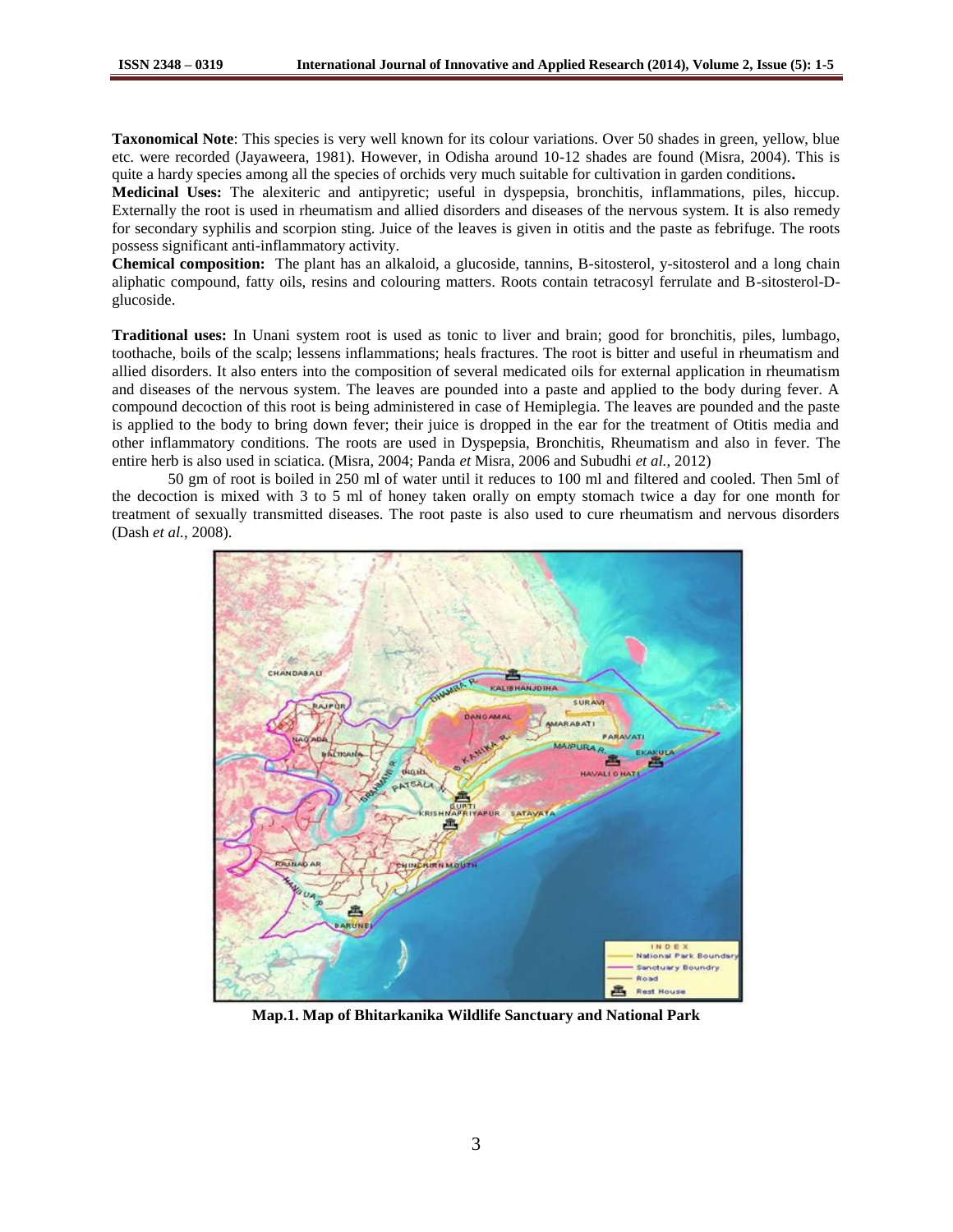**Taxonomical Note**: This species is very well known for its colour variations. Over 50 shades in green, yellow, blue etc. were recorded (Jayaweera, 1981). However, in Odisha around 10-12 shades are found (Misra, 2004). This is quite a hardy species among all the species of orchids very much suitable for cultivation in garden conditions**.**

**Medicinal Uses:** The alexiteric and antipyretic; useful in dyspepsia, bronchitis, inflammations, piles, hiccup. Externally the root is used in rheumatism and allied disorders and diseases of the nervous system. It is also remedy for secondary syphilis and scorpion sting. Juice of the leaves is given in otitis and the paste as febrifuge. The roots possess significant anti-inflammatory activity.

**Chemical composition:** The plant has an alkaloid, a glucoside, tannins, B-sitosterol, y-sitosterol and a long chain aliphatic compound, fatty oils, resins and colouring matters. Roots contain tetracosyl ferrulate and B-sitosterol-D-glucoside.

**Traditional uses:** In Unani system root is used as tonic to liver and brain; good for bronchitis, piles, lumbago, toothache, boils of the scalp; lessens inflammations; heals fractures. The root is bitter and useful in rheumatism and allied disorders. It also enters into the composition of several medicated oils for external application in rheumatism and diseases of the nervous system. The leaves are pounded into a paste and applied to the body during fever. A compound decoction of this root is being administered in case of Hemiplegia. The leaves are pounded and the paste is applied to the body to bring down fever; their juice is dropped in the ear for the treatment of Otitis media and other inflammatory conditions. The roots are used in Dyspepsia, Bronchitis, Rheumatism and also in fever. The entire herb is also used in sciatica. (Misra, 2004; Panda *et* Misra, 2006 and Subudhi *et al.*, 2012)

50 gm of root is boiled in 250 ml of water until it reduces to 100 ml and filtered and cooled. Then 5ml of the decoction is mixed with 3 to 5 ml of honey taken orally on empty stomach twice a day for one month for treatment of sexually transmitted diseases. The root paste is also used to cure rheumatism and nervous disorders (Dash *et al.*, 2008).

**Map.1. Map of Bhitarkanika Wildlife Sanctuary and National Park**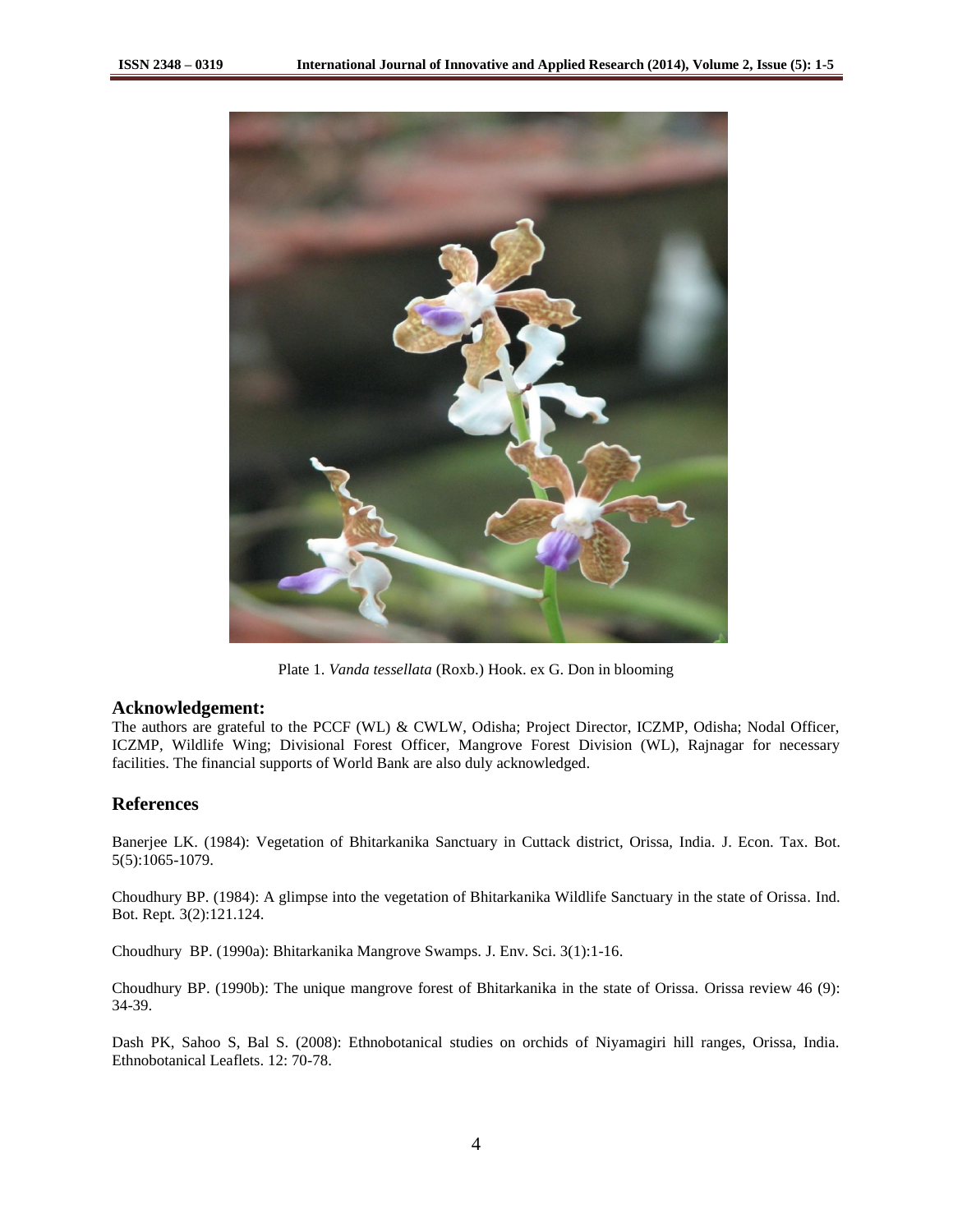Plate 1. *Vanda tessellata* (Roxb.) Hook. ex G. Don in blooming

## Acknowledgement:

The authors are grateful to the PCCF (WL) & CWLW, Odisha; Project Director, ICZMP, Odisha; Nodal Officer, ICZMP, Wildlife Wing; Divisional Forest Officer, Mangrove Forest Division (WL), Rajnagar for necessary facilities. The financial supports of World Bank are also duly acknowledged.

## References

Banerjee LK. (1984): Vegetation of Bhitarkanika Sanctuary in Cuttack district, Orissa, India. J. Econ. Tax. Bot. 5(5):1065-1079.

Choudhury BP. (1984): A glimpse into the vegetation of Bhitarkanika Wildlife Sanctuary in the state of Orissa. Ind. Bot. Rept. 3(2):121.124.

Choudhury BP. (1990a): Bhitarkanika Mangrove Swamps. J. Env. Sci. 3(1):1-16.

Choudhury BP. (1990b): The unique mangrove forest of Bhitarkanika in the state of Orissa. Orissa review 46 (9): 34-39.

Dash PK, Sahoo S, Bal S. (2008): Ethnobotanical studies on orchids of Niyamagiri hill ranges, Orissa, India. Ethnobotanical Leaflets. 12: 70-78.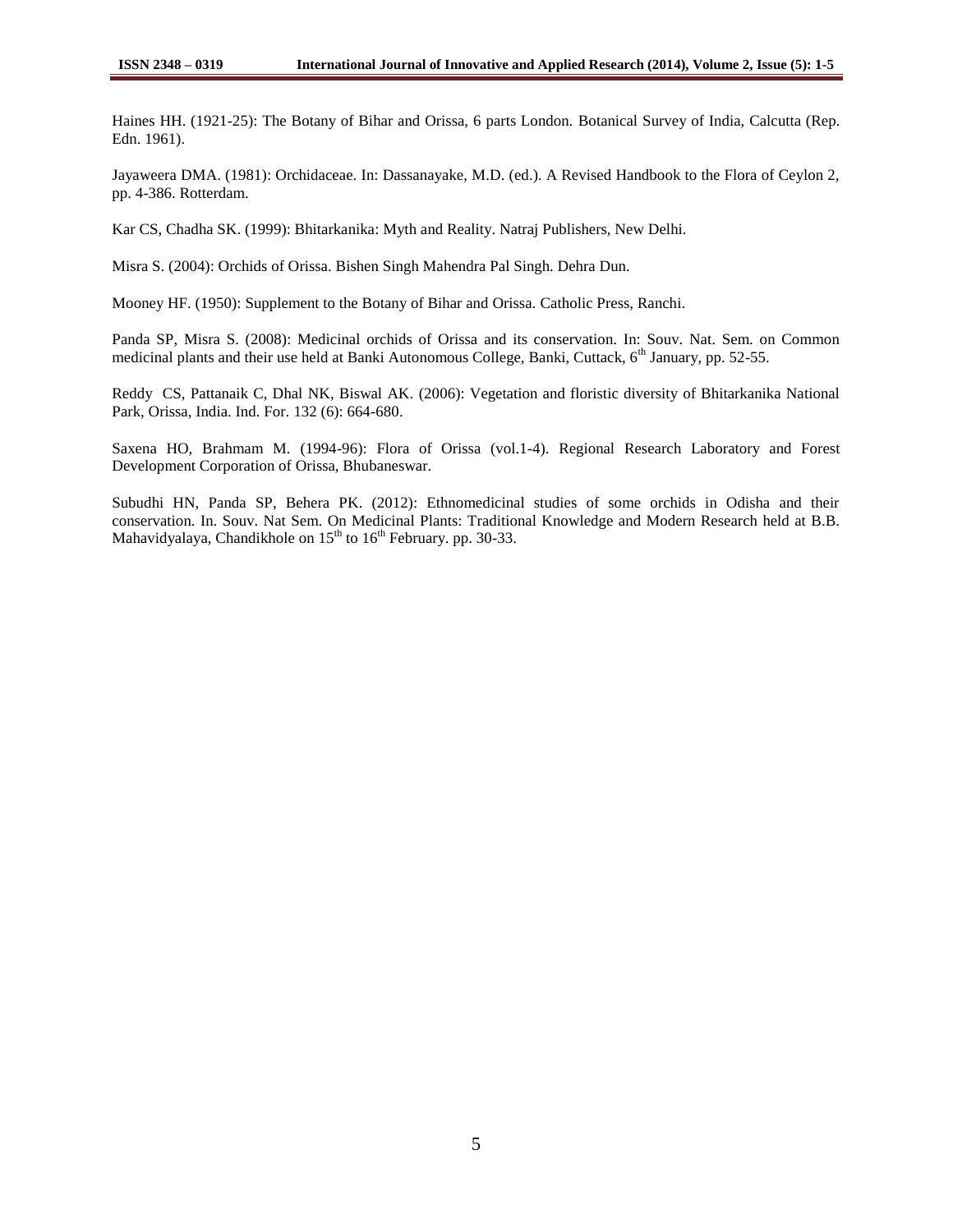Haines HH. (1921-25): The Botany of Bihar and Orissa, 6 parts London. Botanical Survey of India, Calcutta (Rep. Edn. 1961).

Jayaweera DMA. (1981): Orchidaceae. In: Dassanayake, M.D. (ed.). A Revised Handbook to the Flora of Ceylon 2, pp. 4-386. Rotterdam.

Kar CS, Chadha SK. (1999): Bhitarkanika: Myth and Reality. Natraj Publishers, New Delhi.

Misra S. (2004): Orchids of Orissa. Bishen Singh Mahendra Pal Singh. Dehra Dun.

Mooney HF. (1950): Supplement to the Botany of Bihar and Orissa. Catholic Press, Ranchi.

Panda SP, Misra S. (2008): Medicinal orchids of Orissa and its conservation. In: Souv. Nat. Sem. on Common medicinal plants and their use held at Banki Autonomous College, Banki, Cuttack, 6th January, pp. 52-55.

Reddy CS, Pattanaik C, Dhal NK, Biswal AK. (2006): Vegetation and floristic diversity of Bhitarkanika National Park, Orissa, India. Ind. For. 132 (6): 664-680.

Saxena HO, Brahmam M. (1994-96): Flora of Orissa (vol.1-4). Regional Research Laboratory and Forest Development Corporation of Orissa, Bhubaneswar.

Subudhi HN, Panda SP, Behera PK. (2012): Ethnomedicinal studies of some orchids in Odisha and their conservation. In. Souv. Nat Sem. On Medicinal Plants: Traditional Knowledge and Modern Research held at B.B. Mahavidyalaya, Chandikhole on 15th to 16th February. pp. 30-33.